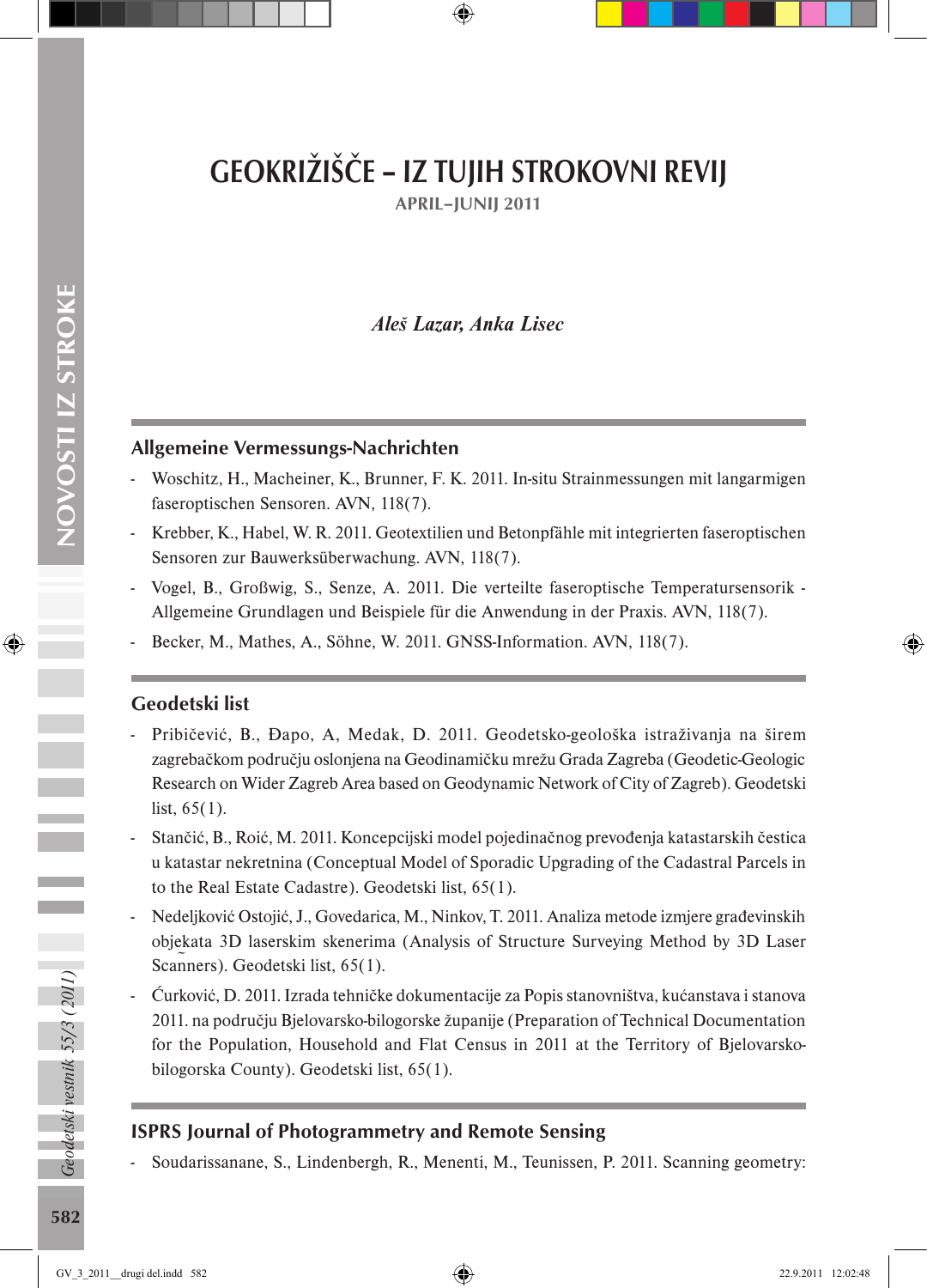# GEOKRIŽIŠČE – IZ TUJIH STROKOVNI REVIJ

**APRIL–JUNIJ 2011**

*Aleš Lazar, Anka Lisec*

## Allgemeine Vermessungs-Nachrichten

- Woschitz, H., Macheiner, K., Brunner, F. K. 2011. In-situ Strainmessungen mit langarmigen faseroptischen Sensoren. AVN, 118(7).
- Krebber, K., Habel, W. R. 2011. Geotextilien und Betonpfähle mit integrierten faseroptischen Sensoren zur Bauwerksüberwachung. AVN, 118(7).
- Vogel, B., Großwig, S., Senze, A. 2011. Die verteilte faseroptische Temperatursensorik - Allgemeine Grundlagen und Beispiele für die Anwendung in der Praxis. AVN, 118(7).
- Becker, M., Mathes, A., Söhne, W. 2011. GNSS-Information. AVN, 118(7).

## Geodetski list

- Pribičević, B., Đapo, A, Medak, D. 2011. Geodetsko-geološka istraživanja na širem zagrebačkom području oslonjena na Geodinamičku mrežu Grada Zagreba (Geodetic-Geologic Research on Wider Zagreb Area based on Geodynamic Network of City of Zagreb). Geodetski list, 65(1).
- Stančić, B., Roić, M. 2011. Koncepcijski model pojedinačnog prevođenja katastarskih čestica u katastar nekretnina (Conceptual Model of Sporadic Upgrading of the Cadastral Parcels in to the Real Estate Cadastre). Geodetski list, 65(1).
- Nedeljković Ostojić, J., Govedarica, M., Ninkov, T. 2011. Analiza metode izmjere građevinskih objekata 3D laserskim skenerima (Analysis of Structure Surveying Method by 3D Laser Scanners). Geodetski list, 65(1).
- Ćurković, D. 2011. Izrada tehničke dokumentacije za Popis stanovništva, kućanstava i stanova 2011. na području Bjelovarsko-bilogorske županije (Preparation of Technical Documentation for the Population, Household and Flat Census in 2011 at the Territory of Bjelovarsko-bilogorska County). Geodetski list, 65(1).

## ISPRS Journal of Photogrammetry and Remote Sensing

- Soudarissanane, S., Lindenbergh, R., Menenti, M., Teunissen, P. 2011. Scanning geometry: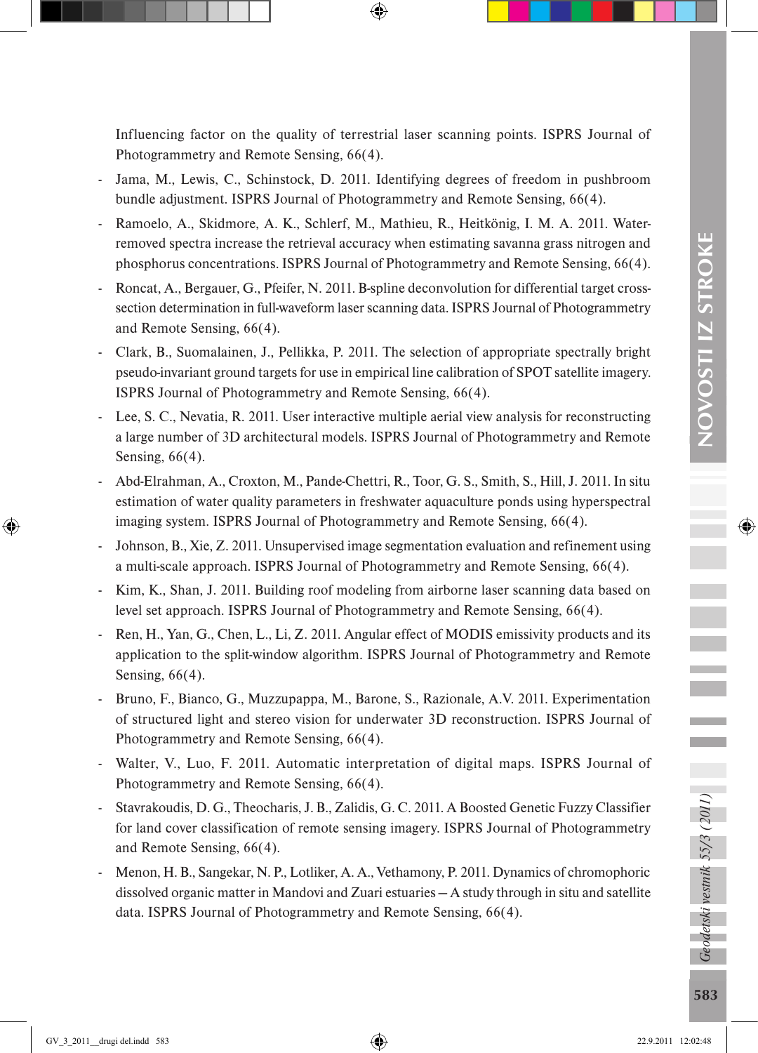Influencing factor on the quality of terrestrial laser scanning points. ISPRS Journal of Photogrammetry and Remote Sensing, 66(4).

- Jama, M., Lewis, C., Schinstock, D. 2011. Identifying degrees of freedom in pushbroom bundle adjustment. ISPRS Journal of Photogrammetry and Remote Sensing, 66(4).
- Ramoelo, A., Skidmore, A. K., Schlerf, M., Mathieu, R., Heitkönig, I. M. A. 2011. Water-removed spectra increase the retrieval accuracy when estimating savanna grass nitrogen and phosphorus concentrations. ISPRS Journal of Photogrammetry and Remote Sensing, 66(4).
- Roncat, A., Bergauer, G., Pfeifer, N. 2011. B-spline deconvolution for differential target cross-section determination in full-waveform laser scanning data. ISPRS Journal of Photogrammetry and Remote Sensing, 66(4).
- Clark, B., Suomalainen, J., Pellikka, P. 2011. The selection of appropriate spectrally bright pseudo-invariant ground targets for use in empirical line calibration of SPOT satellite imagery. ISPRS Journal of Photogrammetry and Remote Sensing, 66(4).
- Lee, S. C., Nevatia, R. 2011. User interactive multiple aerial view analysis for reconstructing a large number of 3D architectural models. ISPRS Journal of Photogrammetry and Remote Sensing, 66(4).
- Abd-Elrahman, A., Croxton, M., Pande-Chettri, R., Toor, G. S., Smith, S., Hill, J. 2011. In situ estimation of water quality parameters in freshwater aquaculture ponds using hyperspectral imaging system. ISPRS Journal of Photogrammetry and Remote Sensing, 66(4).
- Johnson, B., Xie, Z. 2011. Unsupervised image segmentation evaluation and refinement using a multi-scale approach. ISPRS Journal of Photogrammetry and Remote Sensing, 66(4).
- Kim, K., Shan, J. 2011. Building roof modeling from airborne laser scanning data based on level set approach. ISPRS Journal of Photogrammetry and Remote Sensing, 66(4).
- Ren, H., Yan, G., Chen, L., Li, Z. 2011. Angular effect of MODIS emissivity products and its application to the split-window algorithm. ISPRS Journal of Photogrammetry and Remote Sensing, 66(4).
- Bruno, F., Bianco, G., Muzzupappa, M., Barone, S., Razionale, A.V. 2011. Experimentation of structured light and stereo vision for underwater 3D reconstruction. ISPRS Journal of Photogrammetry and Remote Sensing, 66(4).
- Walter, V., Luo, F. 2011. Automatic interpretation of digital maps. ISPRS Journal of Photogrammetry and Remote Sensing, 66(4).
- Stavrakoudis, D. G., Theocharis, J. B., Zalidis, G. C. 2011. A Boosted Genetic Fuzzy Classifier for land cover classification of remote sensing imagery. ISPRS Journal of Photogrammetry and Remote Sensing, 66(4).
- Menon, H. B., Sangekar, N. P., Lotliker, A. A., Vethamony, P. 2011. Dynamics of chromophoric dissolved organic matter in Mandovi and Zuari estuaries – A study through in situ and satellite data. ISPRS Journal of Photogrammetry and Remote Sensing, 66(4).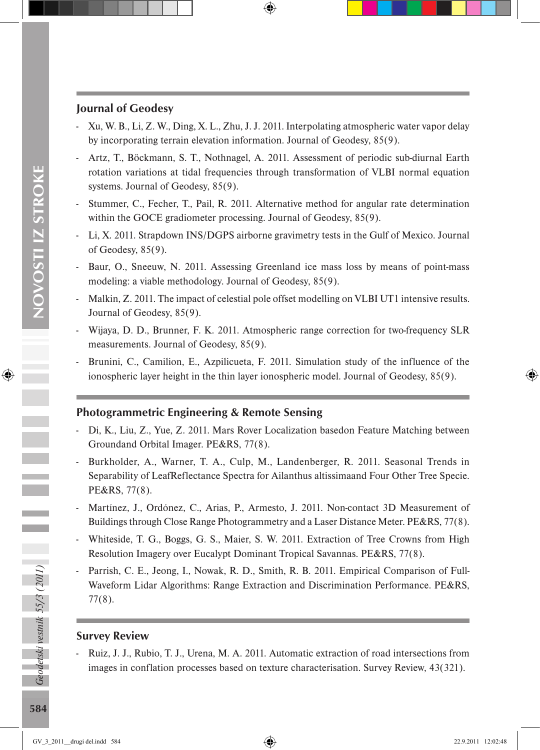## Journal of Geodesy

- Xu, W. B., Li, Z. W., Ding, X. L., Zhu, J. J. 2011. Interpolating atmospheric water vapor delay by incorporating terrain elevation information. Journal of Geodesy, 85(9).
- Artz, T., Böckmann, S. T., Nothnagel, A. 2011. Assessment of periodic sub-diurnal Earth rotation variations at tidal frequencies through transformation of VLBI normal equation systems. Journal of Geodesy, 85(9).
- Stummer, C., Fecher, T., Pail, R. 2011. Alternative method for angular rate determination within the GOCE gradiometer processing. Journal of Geodesy, 85(9).
- Li, X. 2011. Strapdown INS/DGPS airborne gravimetry tests in the Gulf of Mexico. Journal of Geodesy, 85(9).
- Baur, O., Sneeuw, N. 2011. Assessing Greenland ice mass loss by means of point-mass modeling: a viable methodology. Journal of Geodesy, 85(9).
- Malkin, Z. 2011. The impact of celestial pole offset modelling on VLBI UT1 intensive results. Journal of Geodesy, 85(9).
- Wijaya, D. D., Brunner, F. K. 2011. Atmospheric range correction for two-frequency SLR measurements. Journal of Geodesy, 85(9).
- Brunini, C., Camilion, E., Azpilicueta, F. 2011. Simulation study of the influence of the ionospheric layer height in the thin layer ionospheric model. Journal of Geodesy, 85(9).

## Photogrammetric Engineering & Remote Sensing

- Di, K., Liu, Z., Yue, Z. 2011. Mars Rover Localization basedon Feature Matching between Groundand Orbital Imager. PE&RS, 77(8).
- Burkholder, A., Warner, T. A., Culp, M., Landenberger, R. 2011. Seasonal Trends in Separability of LeafReflectance Spectra for Ailanthus altissimaand Four Other Tree Specie. PE&RS, 77(8).
- Martínez, J., Ordónez, C., Arias, P., Armesto, J. 2011. Non-contact 3D Measurement of Buildings through Close Range Photogrammetry and a Laser Distance Meter. PE&RS, 77(8).
- Whiteside, T. G., Boggs, G. S., Maier, S. W. 2011. Extraction of Tree Crowns from High Resolution Imagery over Eucalypt Dominant Tropical Savannas. PE&RS, 77(8).
- Parrish, C. E., Jeong, I., Nowak, R. D., Smith, R. B. 2011. Empirical Comparison of Full-Waveform Lidar Algorithms: Range Extraction and Discrimination Performance. PE&RS, 77(8).

## Survey Review

- Ruiz, J. J., Rubio, T. J., Urena, M. A. 2011. Automatic extraction of road intersections from images in conflation processes based on texture characterisation. Survey Review, 43(321).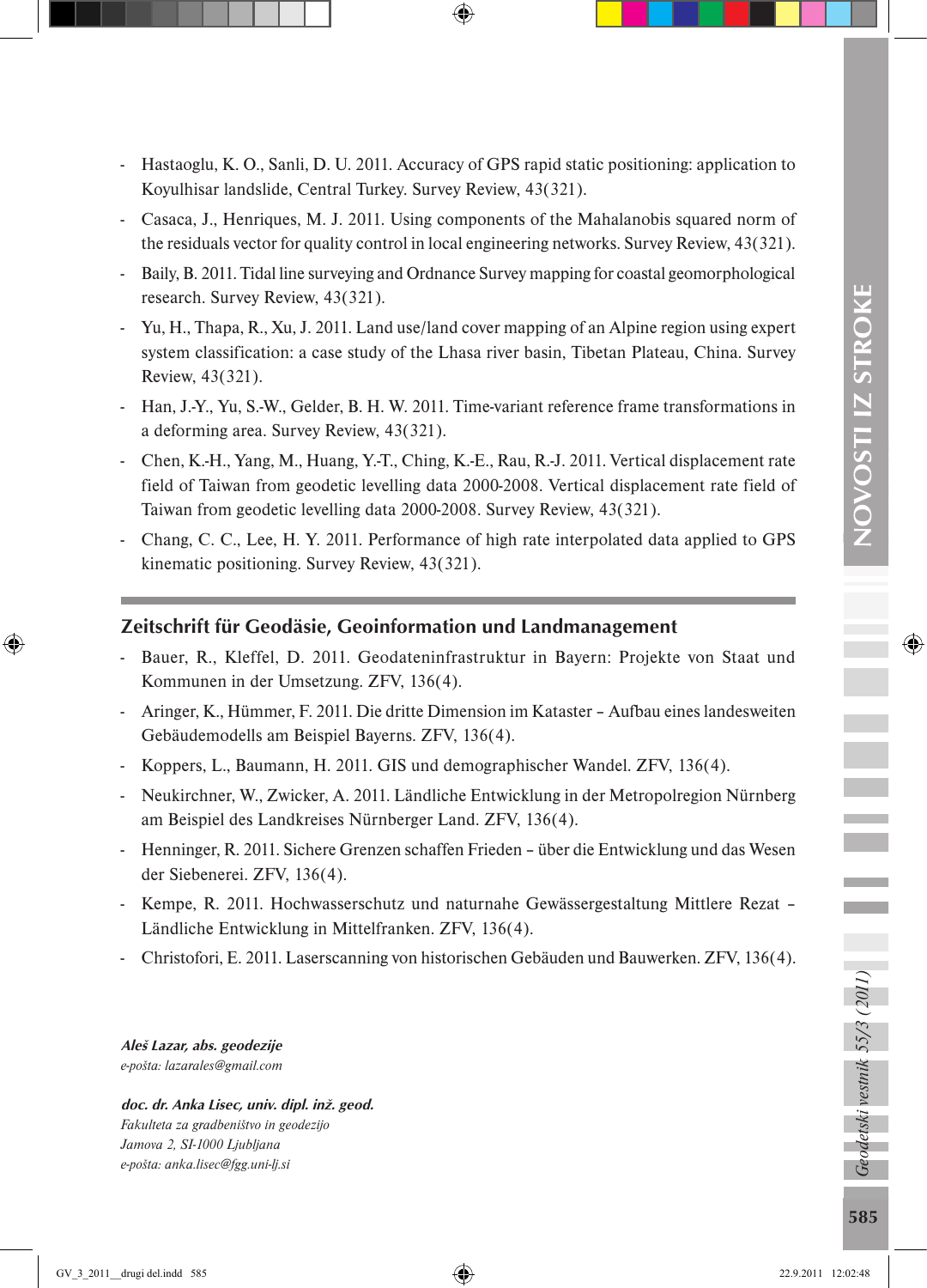- Hastaoglu, K. O., Sanli, D. U. 2011. Accuracy of GPS rapid static positioning: application to Koyulhisar landslide, Central Turkey. Survey Review, 43(321).
- Casaca, J., Henriques, M. J. 2011. Using components of the Mahalanobis squared norm of the residuals vector for quality control in local engineering networks. Survey Review, 43(321).
- Baily, B. 2011. Tidal line surveying and Ordnance Survey mapping for coastal geomorphological research. Survey Review, 43(321).
- Yu, H., Thapa, R., Xu, J. 2011. Land use/land cover mapping of an Alpine region using expert system classification: a case study of the Lhasa river basin, Tibetan Plateau, China. Survey Review, 43(321).
- Han, J.-Y., Yu, S.-W., Gelder, B. H. W. 2011. Time-variant reference frame transformations in a deforming area. Survey Review, 43(321).
- Chen, K.-H., Yang, M., Huang, Y.-T., Ching, K.-E., Rau, R.-J. 2011. Vertical displacement rate field of Taiwan from geodetic levelling data 2000-2008. Vertical displacement rate field of Taiwan from geodetic levelling data 2000-2008. Survey Review, 43(321).
- Chang, C. C., Lee, H. Y. 2011. Performance of high rate interpolated data applied to GPS kinematic positioning. Survey Review, 43(321).

## Zeitschrift für Geodäsie, Geoinformation und Landmanagement

- Bauer, R., Kleffel, D. 2011. Geodateninfrastruktur in Bayern: Projekte von Staat und Kommunen in der Umsetzung. ZFV, 136(4).
- Aringer, K., Hümmer, F. 2011. Die dritte Dimension im Kataster – Aufbau eines landesweiten Gebäudemodells am Beispiel Bayerns. ZFV, 136(4).
- Koppers, L., Baumann, H. 2011. GIS und demographischer Wandel. ZFV, 136(4).
- Neukirchner, W., Zwicker, A. 2011. Ländliche Entwicklung in der Metropolregion Nürnberg am Beispiel des Landkreises Nürnberger Land. ZFV, 136(4).
- Henninger, R. 2011. Sichere Grenzen schaffen Frieden – über die Entwicklung und das Wesen der Siebenerei. ZFV, 136(4).
- Kempe, R. 2011. Hochwasserschutz und naturnahe Gewässergestaltung Mittlere Rezat – Ländliche Entwicklung in Mittelfranken. ZFV, 136(4).
- Christofori, E. 2011. Laserscanning von historischen Gebäuden und Bauwerken. ZFV, 136(4).

***Aleš Lazar, abs. geodezije***
*e-pošta: lazarales@gmail.com*

***doc. dr. Anka Lisec, univ. dipl. inž. geod.***
*Fakulteta za gradbeništvo in geodezijo*
*Jamova 2, SI-1000 Ljubljana*
*e-pošta: anka.lisec@fgg.uni-lj.si*